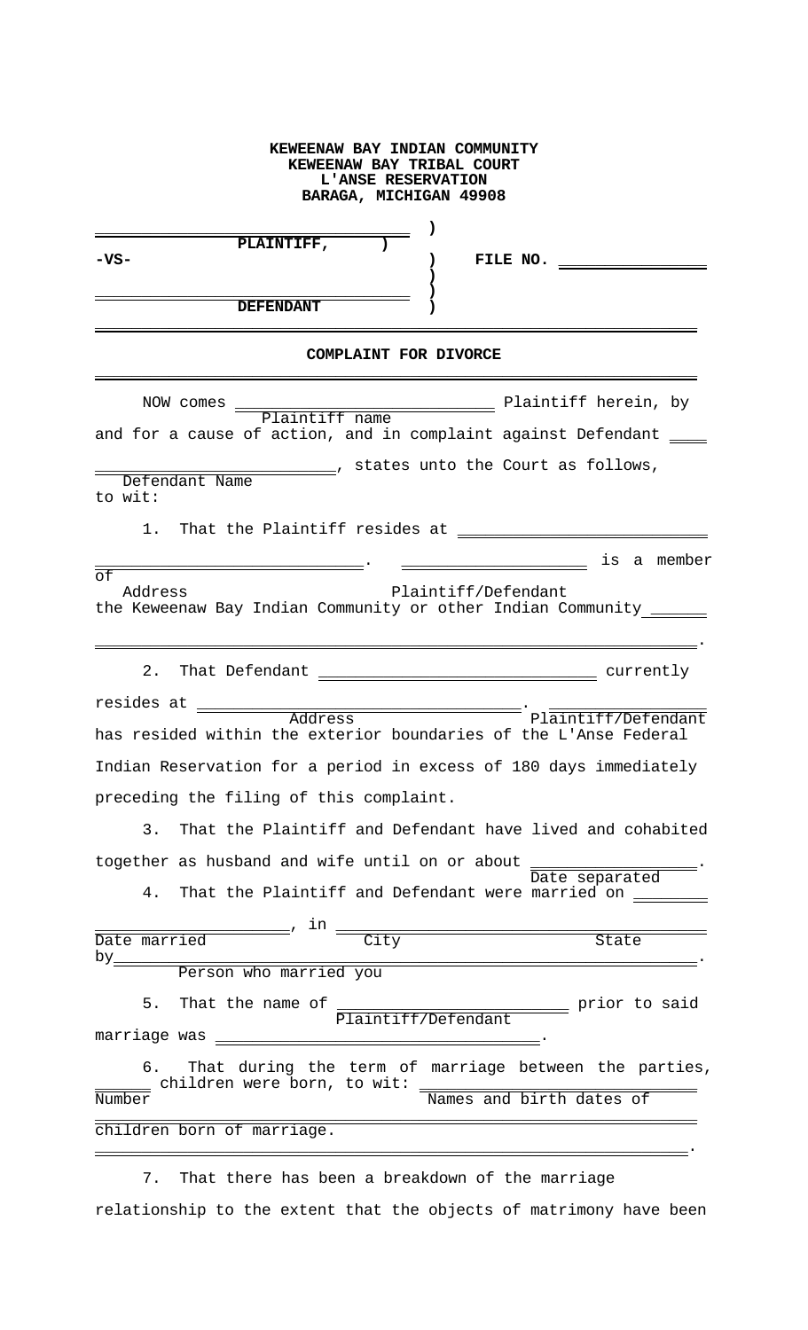**KEWEENAW BAY INDIAN COMMUNITY**
**KEWEENAW BAY TRIBAL COURT**
**L'ANSE RESERVATION**
**BARAGA, MICHIGAN 49908**

______________________________ )
**PLAINTIFF,** )
**-VS-** ) **FILE NO.** ______________
)
______________________________ )
**DEFENDANT** )

---

**COMPLAINT FOR DIVORCE**

---

NOW comes ______________________ Plaintiff herein, by
(Plaintiff name)
and for a cause of action, and in complaint against Defendant ____ ______________________, states unto the Court as follows,
(Defendant Name)
to wit:

1. That the Plaintiff resides at ______________________ ______________________. ______________ is a member of
(Address) (Plaintiff/Defendant)
the Keweenaw Bay Indian Community or other Indian Community ______ ______________________________________________.

2. That Defendant ______________________ currently resides at ______________________. ______________
(Address) (Plaintiff/Defendant)
has resided within the exterior boundaries of the L'Anse Federal Indian Reservation for a period in excess of 180 days immediately preceding the filing of this complaint.

3. That the Plaintiff and Defendant have lived and cohabited together as husband and wife until on or about ______________.
(Date separated)

4. That the Plaintiff and Defendant were married on ________ ______________, in ______________________________
(Date married) (City) (State)
by______________________________________________.
(Person who married you)

5. That the name of ______________________ prior to said
(Plaintiff/Defendant)
marriage was ______________________.

6. That during the term of marriage between the parties, ______ children were born, to wit: ______________________
(Number) (Names and birth dates of children born of marriage.)
______________________________________________
______________________________________________.

7. That there has been a breakdown of the marriage relationship to the extent that the objects of matrimony have been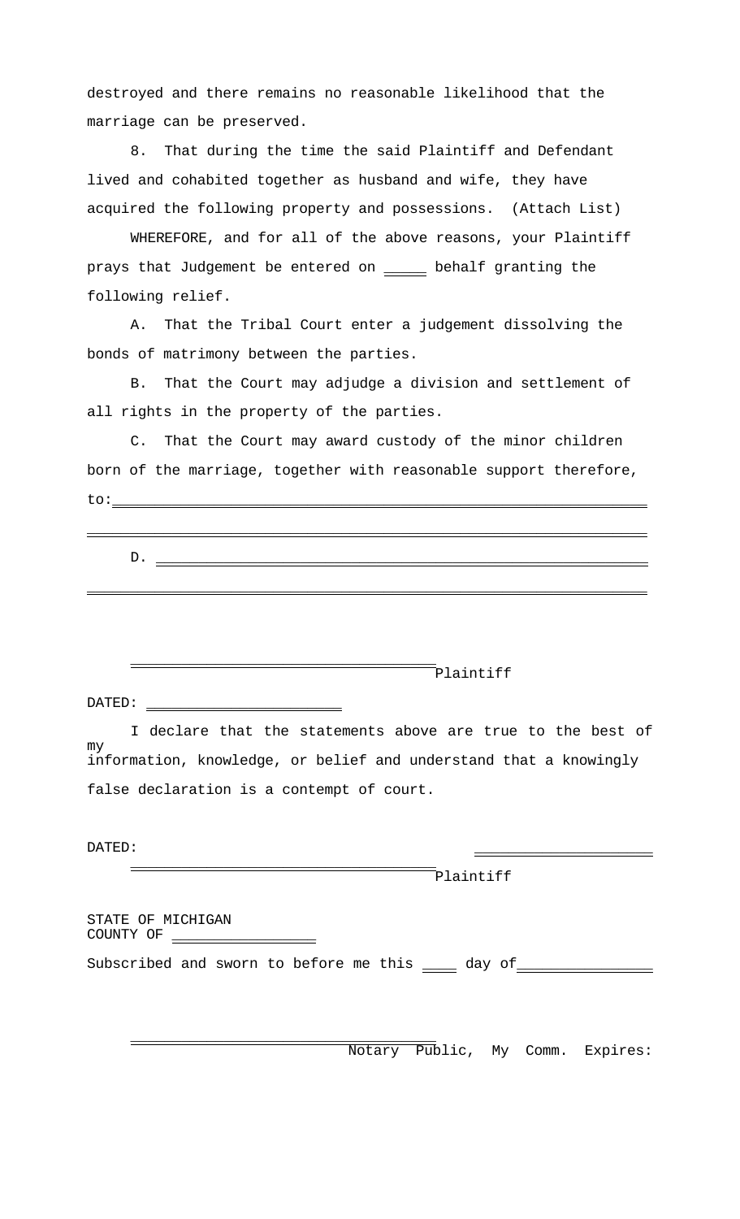destroyed and there remains no reasonable likelihood that the marriage can be preserved.

8. That during the time the said Plaintiff and Defendant lived and cohabited together as husband and wife, they have acquired the following property and possessions. (Attach List)

WHEREFORE, and for all of the above reasons, your Plaintiff prays that Judgement be entered on _____ behalf granting the following relief.

A. That the Tribal Court enter a judgement dissolving the bonds of matrimony between the parties.

B. That the Court may adjudge a division and settlement of all rights in the property of the parties.

C. That the Court may award custody of the minor children born of the marriage, together with reasonable support therefore, to:_______________________________________________________________

_______________________________________________________________

D. _______________________________________________________________

_______________________________________________________________

_______________________________________ Plaintiff

DATED: _______________________

I declare that the statements above are true to the best of my information, knowledge, or belief and understand that a knowingly false declaration is a contempt of court.

DATED: _______________________

_______________________________________ Plaintiff

STATE OF MICHIGAN
COUNTY OF _________________

Subscribed and sworn to before me this ____ day of_______________

_______________________________________ Notary Public, My Comm. Expires: